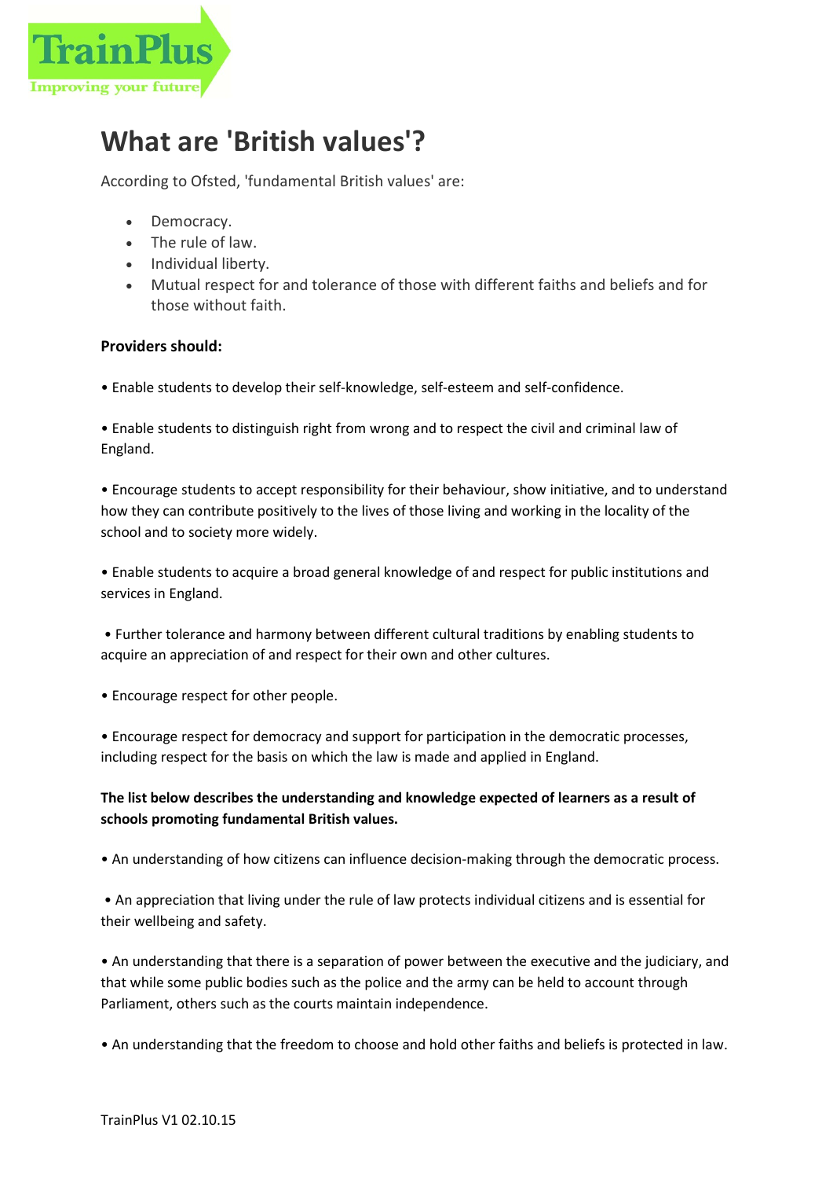TrainPlus
Improving your future

# What are 'British values'?

According to Ofsted, 'fundamental British values' are:

- Democracy.
- The rule of law.
- Individual liberty.
- Mutual respect for and tolerance of those with different faiths and beliefs and for those without faith.

**Providers should:**

• Enable students to develop their self-knowledge, self-esteem and self-confidence.

• Enable students to distinguish right from wrong and to respect the civil and criminal law of England.

• Encourage students to accept responsibility for their behaviour, show initiative, and to understand how they can contribute positively to the lives of those living and working in the locality of the school and to society more widely.

• Enable students to acquire a broad general knowledge of and respect for public institutions and services in England.

• Further tolerance and harmony between different cultural traditions by enabling students to acquire an appreciation of and respect for their own and other cultures.

• Encourage respect for other people.

• Encourage respect for democracy and support for participation in the democratic processes, including respect for the basis on which the law is made and applied in England.

**The list below describes the understanding and knowledge expected of learners as a result of schools promoting fundamental British values.**

• An understanding of how citizens can influence decision-making through the democratic process.

• An appreciation that living under the rule of law protects individual citizens and is essential for their wellbeing and safety.

• An understanding that there is a separation of power between the executive and the judiciary, and that while some public bodies such as the police and the army can be held to account through Parliament, others such as the courts maintain independence.

• An understanding that the freedom to choose and hold other faiths and beliefs is protected in law.

TrainPlus V1 02.10.15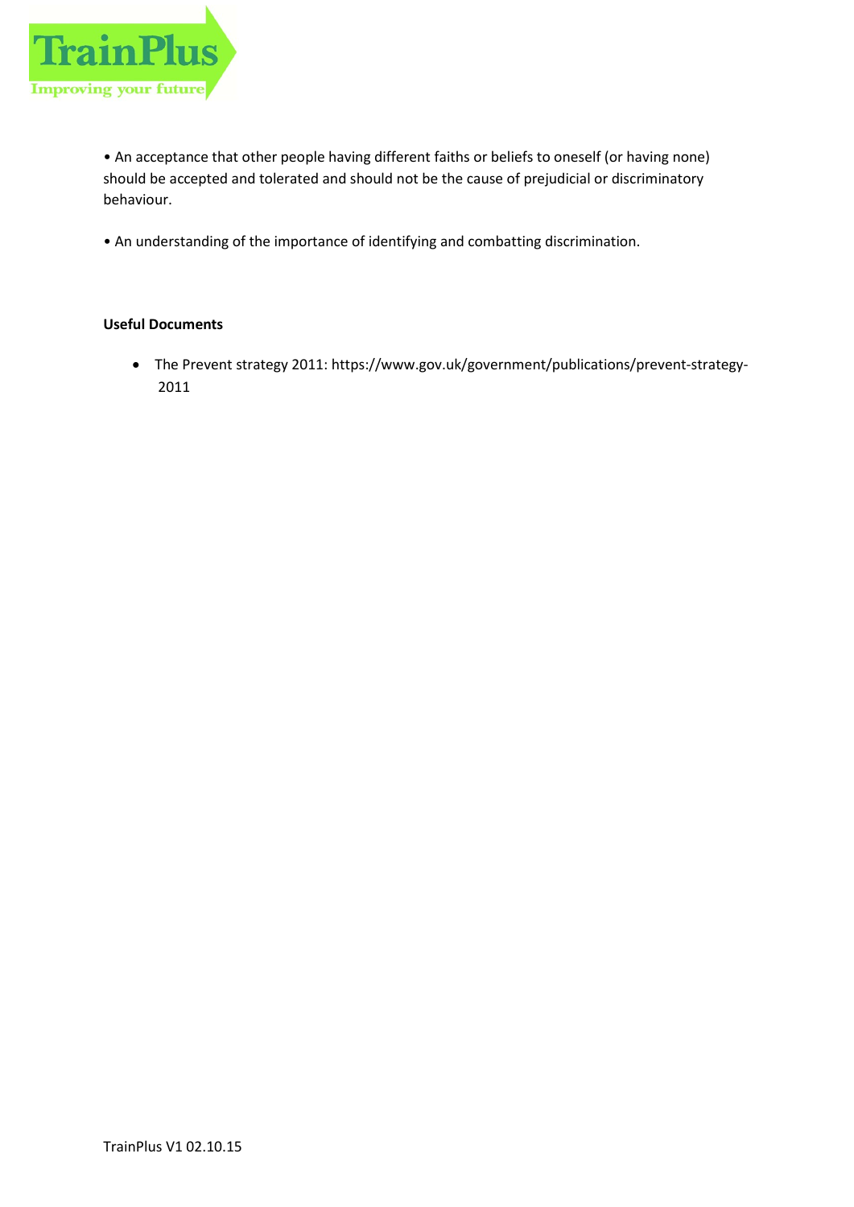• An acceptance that other people having different faiths or beliefs to oneself (or having none) should be accepted and tolerated and should not be the cause of prejudicial or discriminatory behaviour.

• An understanding of the importance of identifying and combatting discrimination.

**Useful Documents**

- The Prevent strategy 2011: https://www.gov.uk/government/publications/prevent-strategy-2011